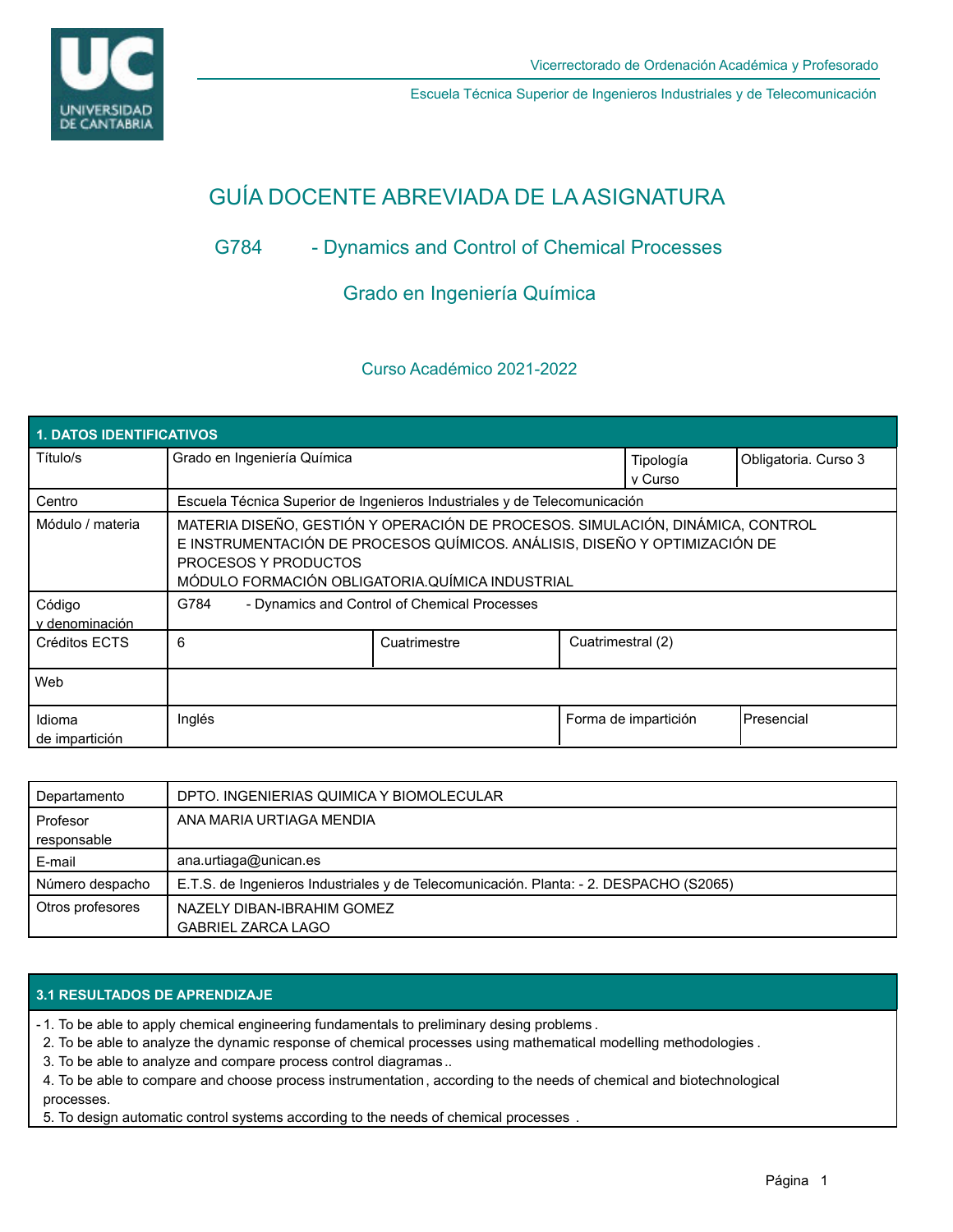Vicerrectorado de Ordenación Académica y Profesorado

Escuela Técnica Superior de Ingenieros Industriales y de Telecomunicación

# GUÍA DOCENTE ABREVIADA DE LA ASIGNATURA

## G784 - Dynamics and Control of Chemical Processes

## Grado en Ingeniería Química

### Curso Académico 2021-2022

| 1. DATOS IDENTIFICATIVOS | | | |
|---|---|---|---|
| Título/s | Grado en Ingeniería Química | Tipología y Curso | Obligatoria. Curso 3 |
| Centro | Escuela Técnica Superior de Ingenieros Industriales y de Telecomunicación | | |
| Módulo / materia | MATERIA DISEÑO, GESTIÓN Y OPERACIÓN DE PROCESOS. SIMULACIÓN, DINÁMICA, CONTROL E INSTRUMENTACIÓN DE PROCESOS QUÍMICOS. ANÁLISIS, DISEÑO Y OPTIMIZACIÓN DE PROCESOS Y PRODUCTOS<br>MÓDULO FORMACIÓN OBLIGATORIA.QUÍMICA INDUSTRIAL | | |
| Código y denominación | G784 - Dynamics and Control of Chemical Processes | | |
| Créditos ECTS | 6 | Cuatrimestre | Cuatrimestral (2) |
| Web | | | |
| Idioma de impartición | Inglés | Forma de impartición | Presencial |

| | |
|---|---|
| Departamento | DPTO. INGENIERIAS QUIMICA Y BIOMOLECULAR |
| Profesor responsable | ANA MARIA URTIAGA MENDIA |
| E-mail | ana.urtiaga@unican.es |
| Número despacho | E.T.S. de Ingenieros Industriales y de Telecomunicación. Planta: - 2. DESPACHO (S2065) |
| Otros profesores | NAZELY DIBAN-IBRAHIM GOMEZ<br>GABRIEL ZARCA LAGO |

## 3.1 RESULTADOS DE APRENDIZAJE

- 1. To be able to apply chemical engineering fundamentals to preliminary desing problems .
2. To be able to analyze the dynamic response of chemical processes using mathematical modelling methodologies .
3. To be able to analyze and compare process control diagramas ..
4. To be able to compare and choose process instrumentation , according to the needs of chemical and biotechnological processes.
5. To design automatic control systems according to the needs of chemical processes .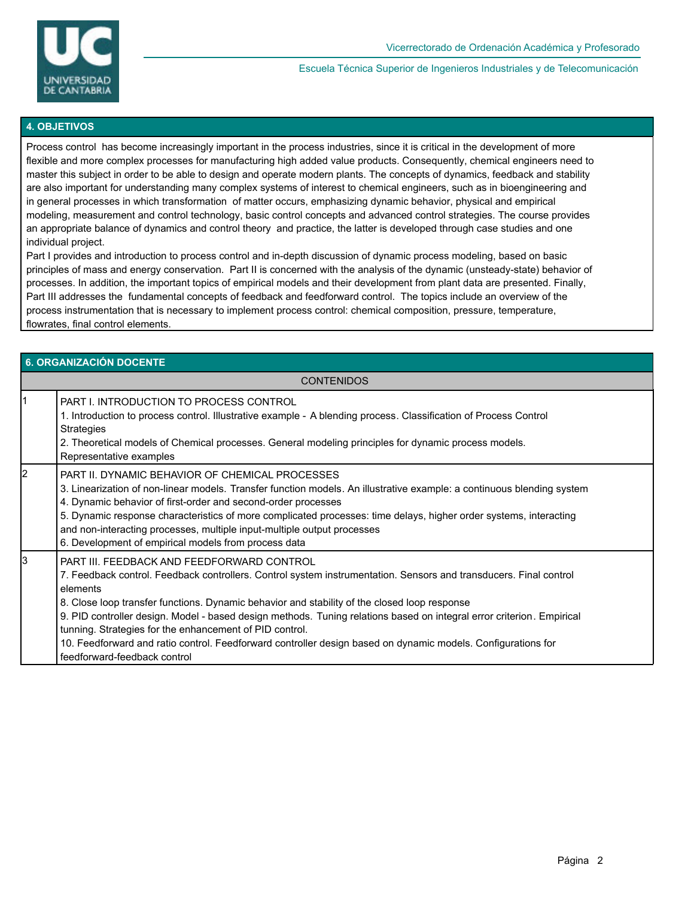## 4. OBJETIVOS

Process control has become increasingly important in the process industries, since it is critical in the development of more flexible and more complex processes for manufacturing high added value products. Consequently, chemical engineers need to master this subject in order to be able to design and operate modern plants. The concepts of dynamics, feedback and stability are also important for understanding many complex systems of interest to chemical engineers, such as in bioengineering and in general processes in which transformation of matter occurs, emphasizing dynamic behavior, physical and empirical modeling, measurement and control technology, basic control concepts and advanced control strategies. The course provides an appropriate balance of dynamics and control theory and practice, the latter is developed through case studies and one individual project.

Part I provides and introduction to process control and in-depth discussion of dynamic process modeling, based on basic principles of mass and energy conservation. Part II is concerned with the analysis of the dynamic (unsteady-state) behavior of processes. In addition, the important topics of empirical models and their development from plant data are presented. Finally, Part III addresses the fundamental concepts of feedback and feedforward control. The topics include an overview of the process instrumentation that is necessary to implement process control: chemical composition, pressure, temperature, flowrates, final control elements.

## 6. ORGANIZACIÓN DOCENTE

| | CONTENIDOS |
|---|---|
| 1 | PART I. INTRODUCTION TO PROCESS CONTROL<br>1. Introduction to process control. Illustrative example - A blending process. Classification of Process Control Strategies<br>2. Theoretical models of Chemical processes. General modeling principles for dynamic process models. Representative examples |
| 2 | PART II. DYNAMIC BEHAVIOR OF CHEMICAL PROCESSES<br>3. Linearization of non-linear models. Transfer function models. An illustrative example: a continuous blending system<br>4. Dynamic behavior of first-order and second-order processes<br>5. Dynamic response characteristics of more complicated processes: time delays, higher order systems, interacting and non-interacting processes, multiple input-multiple output processes<br>6. Development of empirical models from process data |
| 3 | PART III. FEEDBACK AND FEEDFORWARD CONTROL<br>7. Feedback control. Feedback controllers. Control system instrumentation. Sensors and transducers. Final control elements<br>8. Close loop transfer functions. Dynamic behavior and stability of the closed loop response<br>9. PID controller design. Model - based design methods. Tuning relations based on integral error criterion. Empirical tunning. Strategies for the enhancement of PID control.<br>10. Feedforward and ratio control. Feedforward controller design based on dynamic models. Configurations for feedforward-feedback control |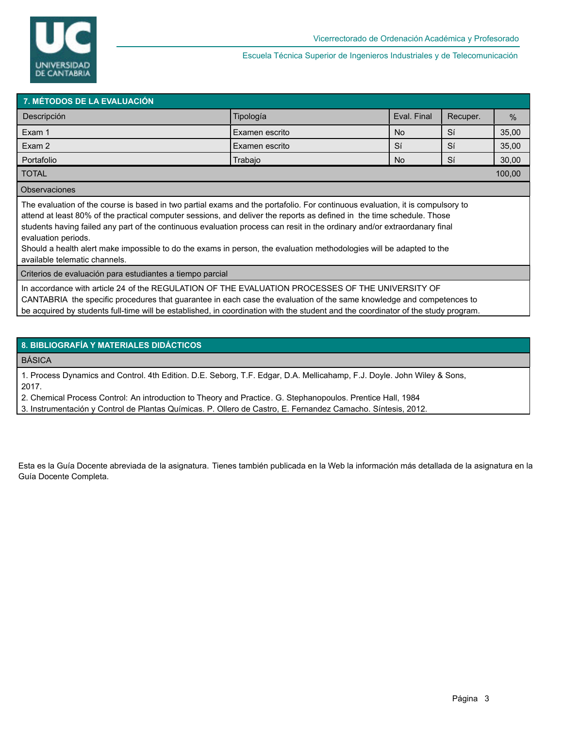## 7. MÉTODOS DE LA EVALUACIÓN

| Descripción | Tipología | Eval. Final | Recuper. | % |
|---|---|---|---|---|
| Exam 1 | Examen escrito | No | Sí | 35,00 |
| Exam 2 | Examen escrito | Sí | Sí | 35,00 |
| Portafolio | Trabajo | No | Sí | 30,00 |
| TOTAL | | | | 100,00 |

**Observaciones**

The evaluation of the course is based in two partial exams and the portafolio. For continuous evaluation, it is compulsory to attend at least 80% of the practical computer sessions, and deliver the reports as defined in the time schedule. Those students having failed any part of the continuous evaluation process can resit in the ordinary and/or extraordanary final evaluation periods.

Should a health alert make impossible to do the exams in person, the evaluation methodologies will be adapted to the available telematic channels.

**Criterios de evaluación para estudiantes a tiempo parcial**

In accordance with article 24 of the REGULATION OF THE EVALUATION PROCESSES OF THE UNIVERSITY OF CANTABRIA the specific procedures that guarantee in each case the evaluation of the same knowledge and competences to be acquired by students full-time will be established, in coordination with the student and the coordinator of the study program.

## 8. BIBLIOGRAFÍA Y MATERIALES DIDÁCTICOS

**BÁSICA**

1. Process Dynamics and Control. 4th Edition. D.E. Seborg, T.F. Edgar, D.A. Mellicahamp, F.J. Doyle. John Wiley & Sons, 2017.
2. Chemical Process Control: An introduction to Theory and Practice. G. Stephanopoulos. Prentice Hall, 1984
3. Instrumentación y Control de Plantas Químicas. P. Ollero de Castro, E. Fernandez Camacho. Síntesis, 2012.

Esta es la Guía Docente abreviada de la asignatura. Tienes también publicada en la Web la información más detallada de la asignatura en la Guía Docente Completa.